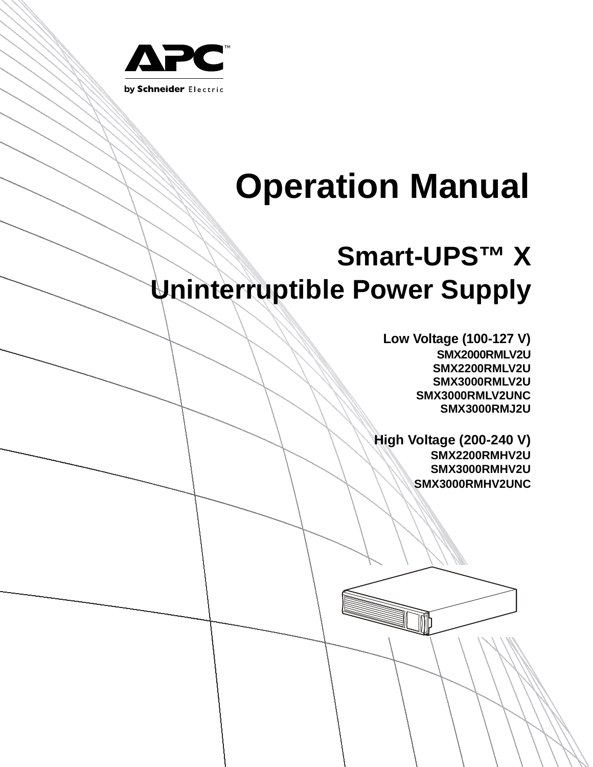APC™

by Schneider Electric

# Operation Manual

## Smart-UPS™ X Uninterruptible Power Supply

**Low Voltage (100-127 V)**

SMX2000RMLV2U
SMX2200RMLV2U
SMX3000RMLV2U
SMX3000RMLV2UNC
SMX3000RMJ2U

**High Voltage (200-240 V)**

SMX2200RMHV2U
SMX3000RMHV2U
SMX3000RMHV2UNC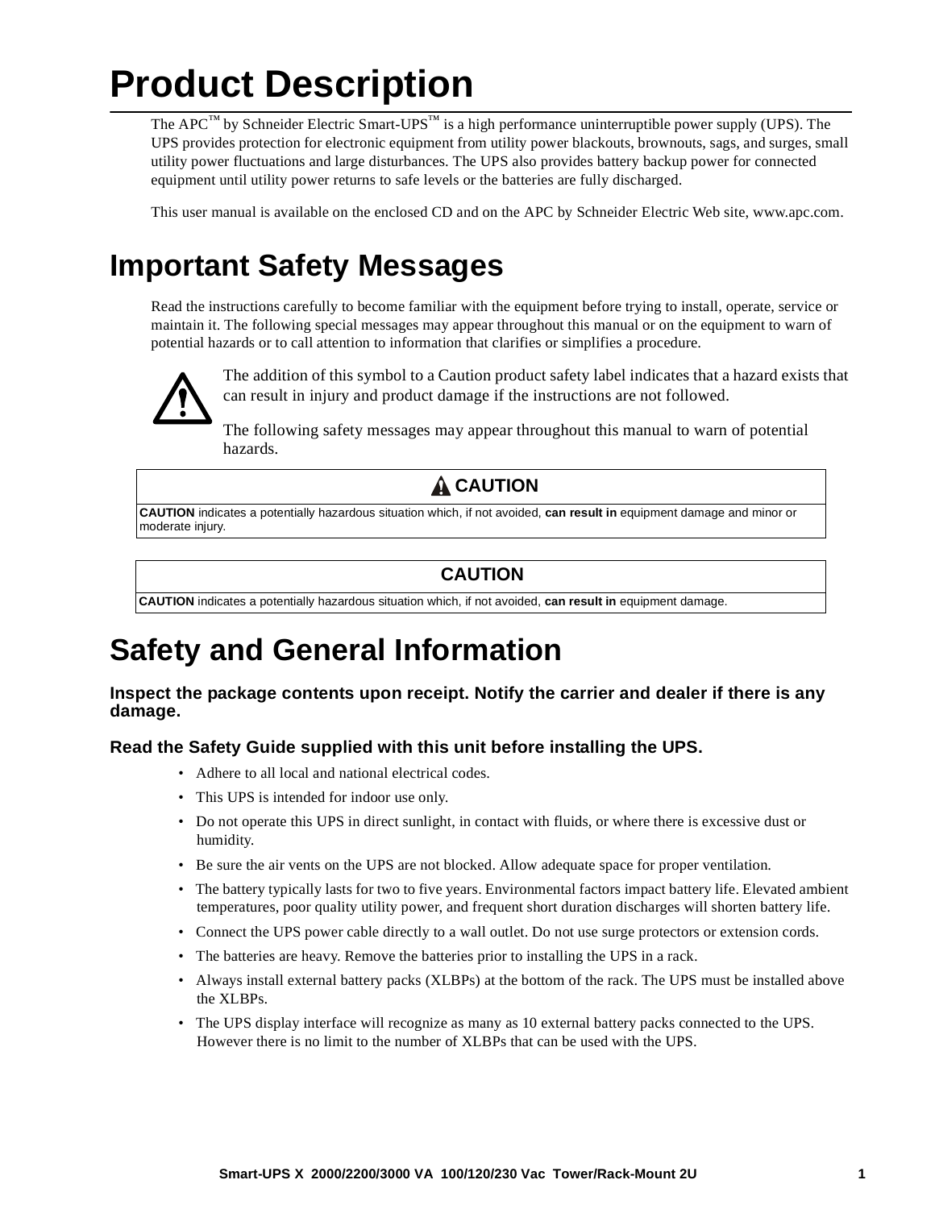# Product Description

The APC™ by Schneider Electric Smart-UPS™ is a high performance uninterruptible power supply (UPS). The UPS provides protection for electronic equipment from utility power blackouts, brownouts, sags, and surges, small utility power fluctuations and large disturbances. The UPS also provides battery backup power for connected equipment until utility power returns to safe levels or the batteries are fully discharged.

This user manual is available on the enclosed CD and on the APC by Schneider Electric Web site, www.apc.com.

# Important Safety Messages

Read the instructions carefully to become familiar with the equipment before trying to install, operate, service or maintain it. The following special messages may appear throughout this manual or on the equipment to warn of potential hazards or to call attention to information that clarifies or simplifies a procedure.

The addition of this symbol to a Caution product safety label indicates that a hazard exists that can result in injury and product damage if the instructions are not followed.

The following safety messages may appear throughout this manual to warn of potential hazards.

| ⚠ CAUTION |
| --- |
| **CAUTION** indicates a potentially hazardous situation which, if not avoided, **can result in** equipment damage and minor or moderate injury. |

| CAUTION |
| --- |
| **CAUTION** indicates a potentially hazardous situation which, if not avoided, **can result in** equipment damage. |

# Safety and General Information

### Inspect the package contents upon receipt. Notify the carrier and dealer if there is any damage.

### Read the Safety Guide supplied with this unit before installing the UPS.

- Adhere to all local and national electrical codes.
- This UPS is intended for indoor use only.
- Do not operate this UPS in direct sunlight, in contact with fluids, or where there is excessive dust or humidity.
- Be sure the air vents on the UPS are not blocked. Allow adequate space for proper ventilation.
- The battery typically lasts for two to five years. Environmental factors impact battery life. Elevated ambient temperatures, poor quality utility power, and frequent short duration discharges will shorten battery life.
- Connect the UPS power cable directly to a wall outlet. Do not use surge protectors or extension cords.
- The batteries are heavy. Remove the batteries prior to installing the UPS in a rack.
- Always install external battery packs (XLBPs) at the bottom of the rack. The UPS must be installed above the XLBPs.
- The UPS display interface will recognize as many as 10 external battery packs connected to the UPS. However there is no limit to the number of XLBPs that can be used with the UPS.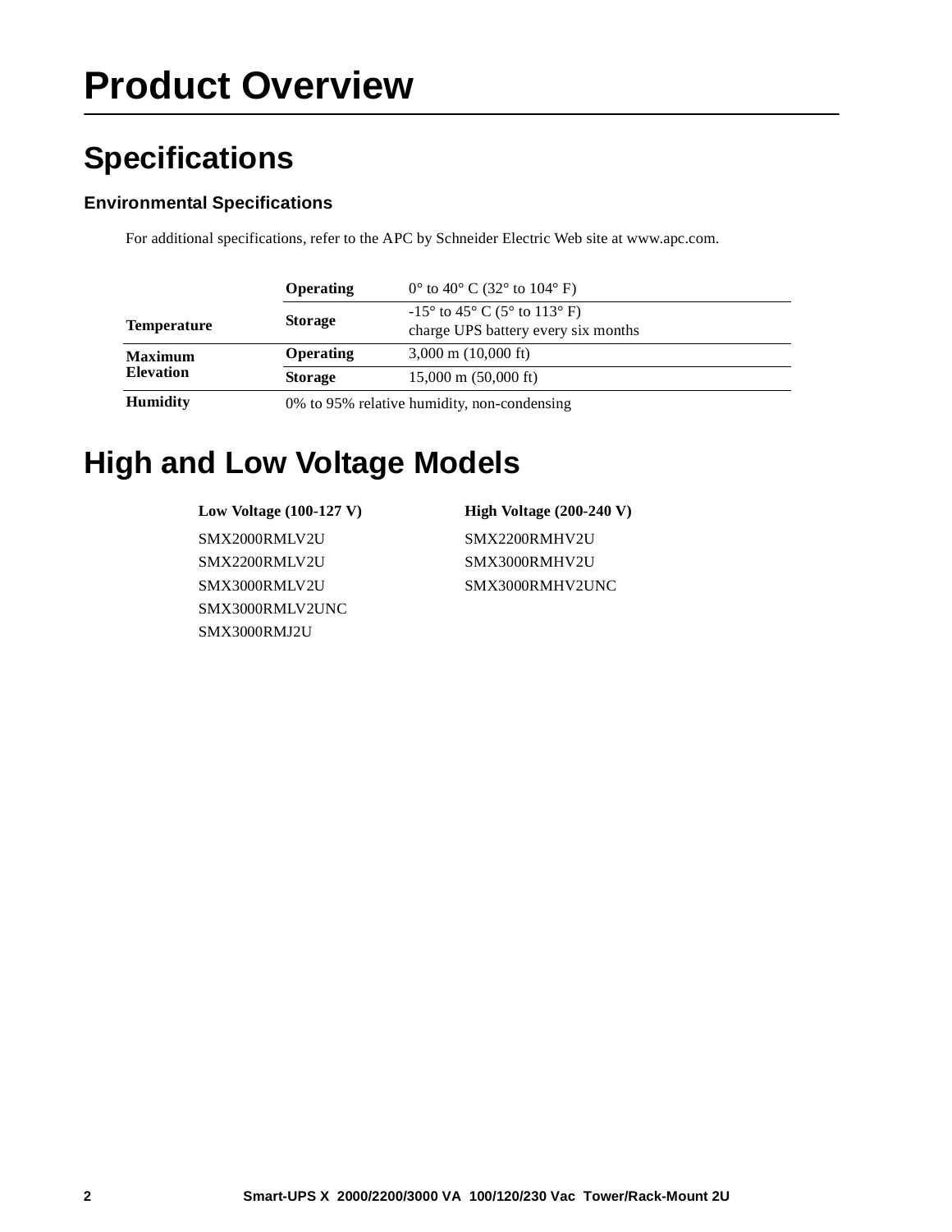# Product Overview

## Specifications

### Environmental Specifications

For additional specifications, refer to the APC by Schneider Electric Web site at www.apc.com.

| | | |
|---|---|---|
| **Temperature** | **Operating** | 0° to 40° C (32° to 104° F) |
| | **Storage** | -15° to 45° C (5° to 113° F)<br>charge UPS battery every six months |
| **Maximum Elevation** | **Operating** | 3,000 m (10,000 ft) |
| | **Storage** | 15,000 m (50,000 ft) |
| **Humidity** | 0% to 95% relative humidity, non-condensing | |

## High and Low Voltage Models

| Low Voltage (100-127 V) | High Voltage (200-240 V) |
|---|---|
| SMX2000RMLV2U | SMX2200RMHV2U |
| SMX2200RMLV2U | SMX3000RMHV2U |
| SMX3000RMLV2U | SMX3000RMHV2UNC |
| SMX3000RMLV2UNC | |
| SMX3000RMJ2U | |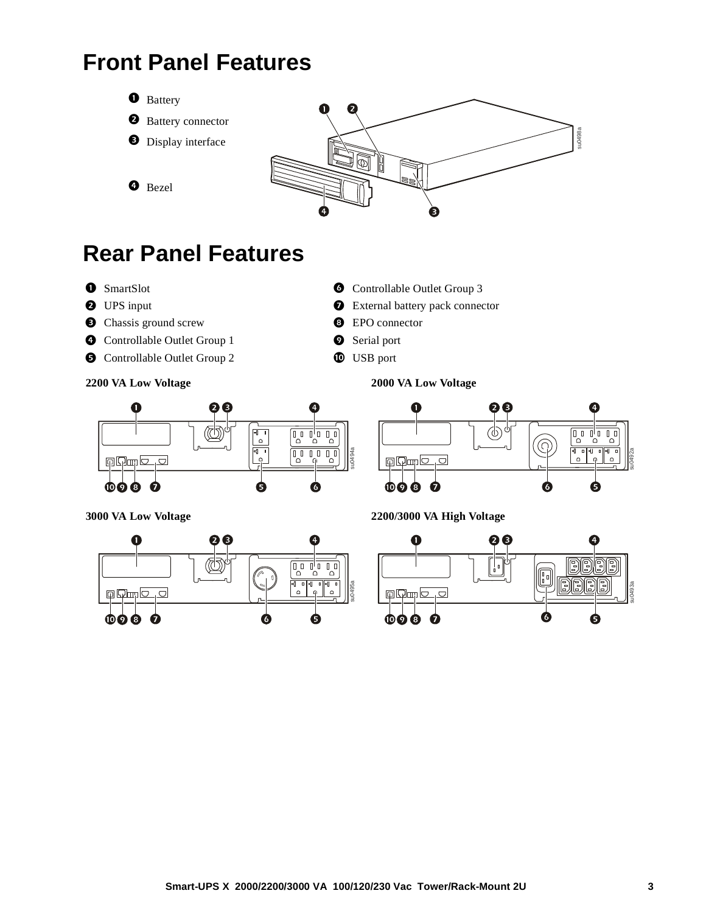# Front Panel Features

1. Battery
2. Battery connector
3. Display interface
4. Bezel

# Rear Panel Features

1. SmartSlot
2. UPS input
3. Chassis ground screw
4. Controllable Outlet Group 1
5. Controllable Outlet Group 2
6. Controllable Outlet Group 3
7. External battery pack connector
8. EPO connector
9. Serial port
10. USB port

**2200 VA Low Voltage**

**2000 VA Low Voltage**

**3000 VA Low Voltage**

**2200/3000 VA High Voltage**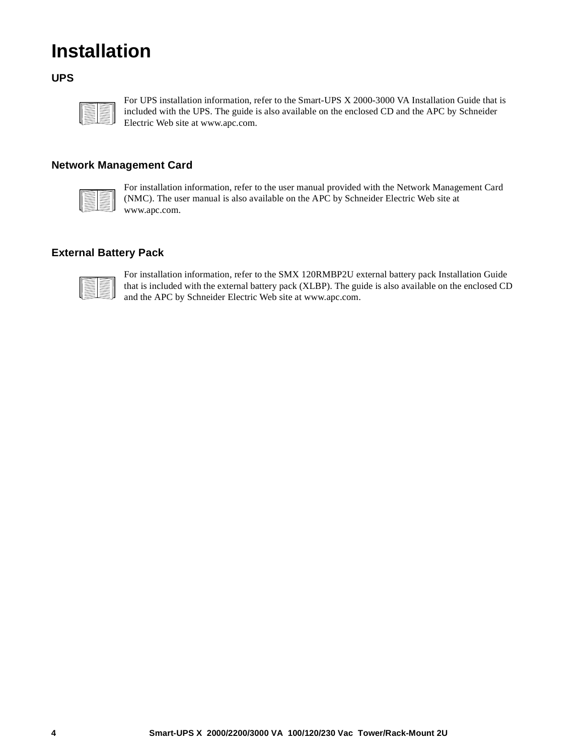# Installation

## UPS

For UPS installation information, refer to the Smart-UPS X 2000-3000 VA Installation Guide that is included with the UPS. The guide is also available on the enclosed CD and the APC by Schneider Electric Web site at www.apc.com.

## Network Management Card

For installation information, refer to the user manual provided with the Network Management Card (NMC). The user manual is also available on the APC by Schneider Electric Web site at www.apc.com.

## External Battery Pack

For installation information, refer to the SMX 120RMBP2U external battery pack Installation Guide that is included with the external battery pack (XLBP). The guide is also available on the enclosed CD and the APC by Schneider Electric Web site at www.apc.com.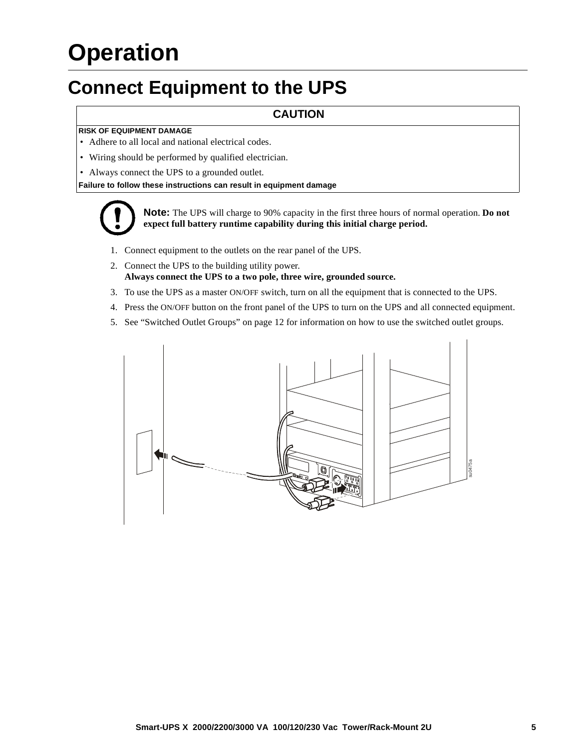# Operation

## Connect Equipment to the UPS

| CAUTION |
|---|
| **RISK OF EQUIPMENT DAMAGE**<br>• Adhere to all local and national electrical codes.<br>• Wiring should be performed by qualified electrician.<br>• Always connect the UPS to a grounded outlet.<br>**Failure to follow these instructions can result in equipment damage** |

**Note:** The UPS will charge to 90% capacity in the first three hours of normal operation. **Do not expect full battery runtime capability during this initial charge period.**

1. Connect equipment to the outlets on the rear panel of the UPS.
2. Connect the UPS to the building utility power.
   **Always connect the UPS to a two pole, three wire, grounded source.**
3. To use the UPS as a master ON/OFF switch, turn on all the equipment that is connected to the UPS.
4. Press the ON/OFF button on the front panel of the UPS to turn on the UPS and all connected equipment.
5. See "Switched Outlet Groups" on page 12 for information on how to use the switched outlet groups.

su0475a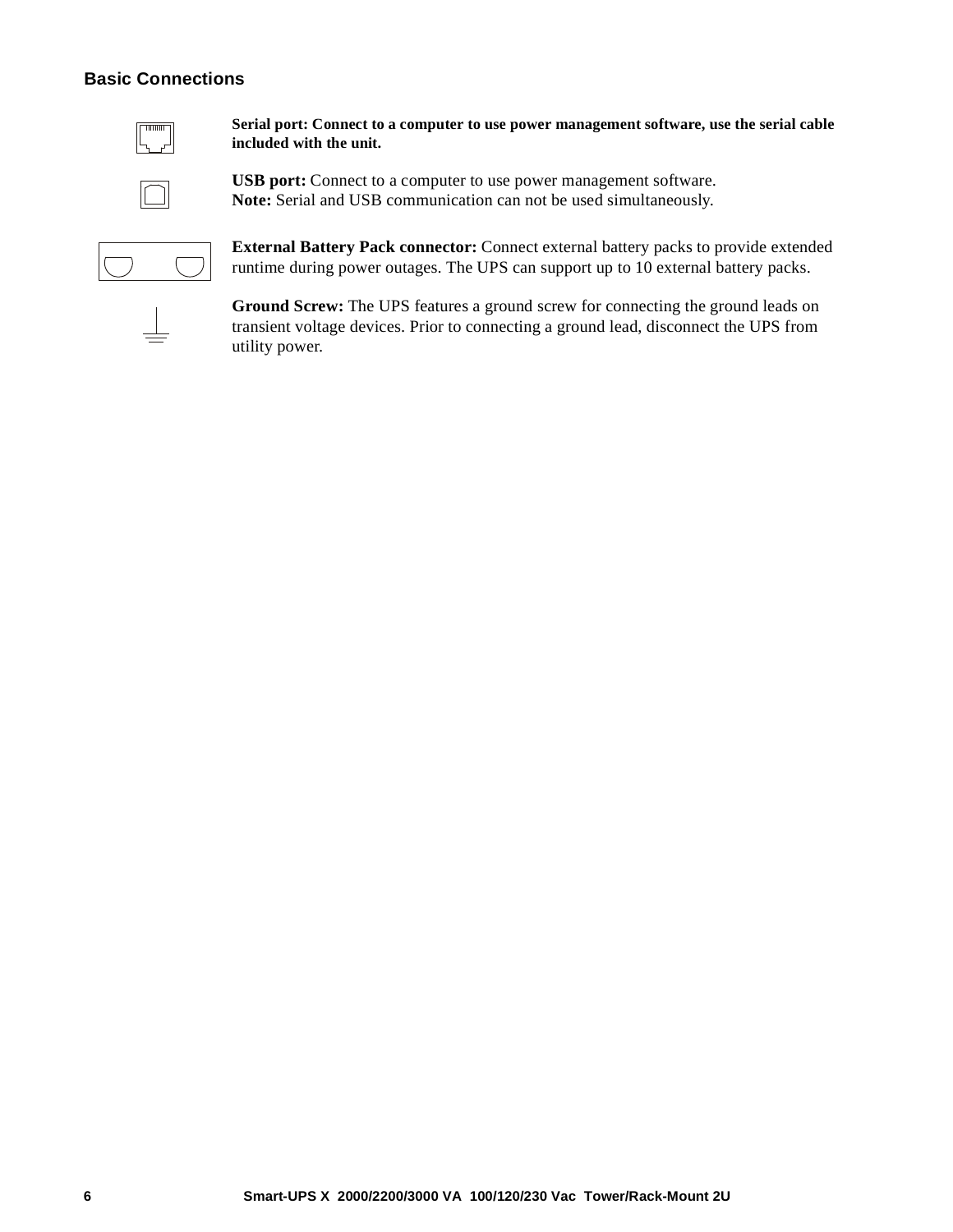## Basic Connections

**Serial port: Connect to a computer to use power management software, use the serial cable included with the unit.**

**USB port:** Connect to a computer to use power management software.
**Note:** Serial and USB communication can not be used simultaneously.

**External Battery Pack connector:** Connect external battery packs to provide extended runtime during power outages. The UPS can support up to 10 external battery packs.

**Ground Screw:** The UPS features a ground screw for connecting the ground leads on transient voltage devices. Prior to connecting a ground lead, disconnect the UPS from utility power.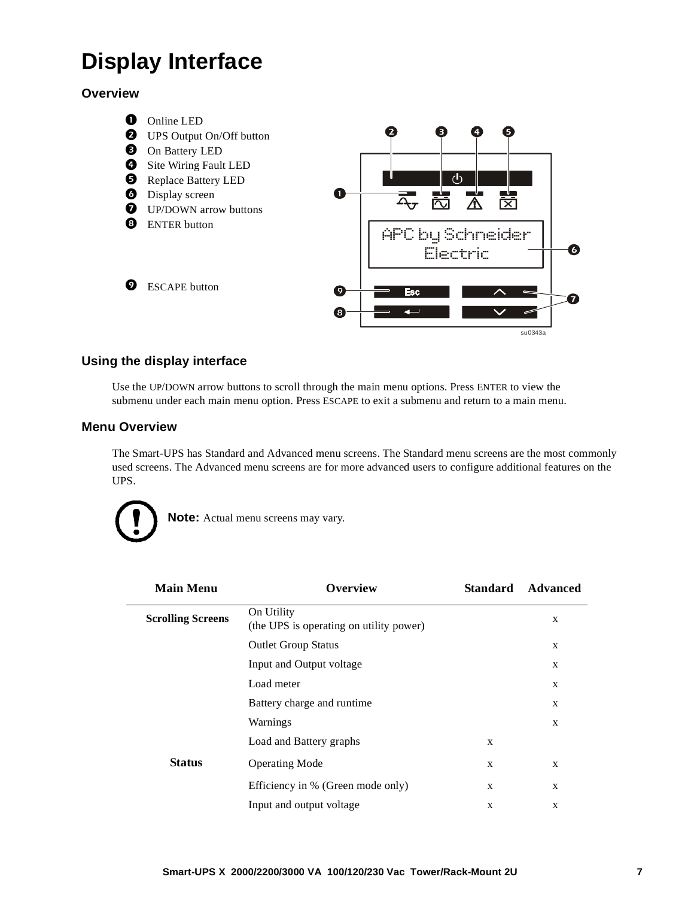# Display Interface

## Overview

1. Online LED
2. UPS Output On/Off button
3. On Battery LED
4. Site Wiring Fault LED
5. Replace Battery LED
6. Display screen
7. UP/DOWN arrow buttons
8. ENTER button
9. ESCAPE button

## Using the display interface

Use the UP/DOWN arrow buttons to scroll through the main menu options. Press ENTER to view the submenu under each main menu option. Press ESCAPE to exit a submenu and return to a main menu.

## Menu Overview

The Smart-UPS has Standard and Advanced menu screens. The Standard menu screens are the most commonly used screens. The Advanced menu screens are for more advanced users to configure additional features on the UPS.

**Note:** Actual menu screens may vary.

| Main Menu | Overview | Standard | Advanced |
|---|---|---|---|
| **Scrolling Screens** | On Utility (the UPS is operating on utility power) | | x |
| | Outlet Group Status | | x |
| | Input and Output voltage | | x |
| | Load meter | | x |
| | Battery charge and runtime | | x |
| | Warnings | | x |
| | Load and Battery graphs | x | |
| **Status** | Operating Mode | x | x |
| | Efficiency in % (Green mode only) | x | x |
| | Input and output voltage | x | x |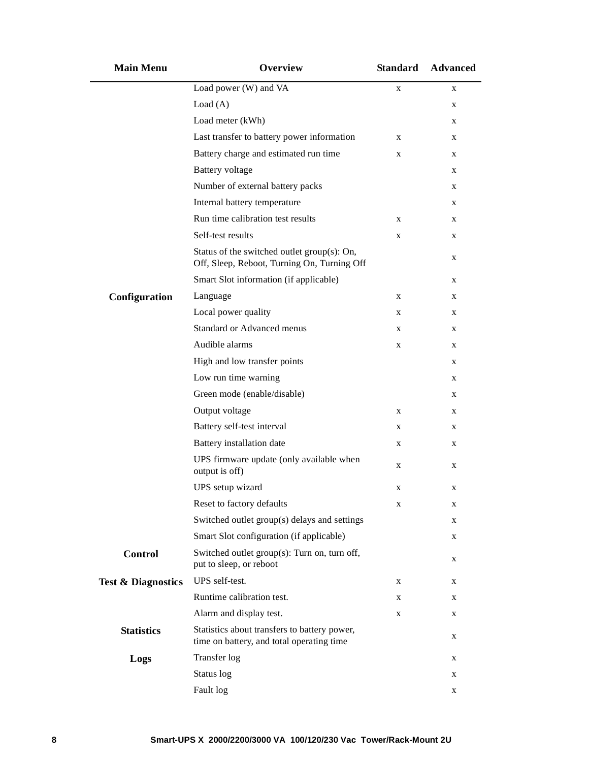| Main Menu | Overview | Standard | Advanced |
|---|---|---|---|
| | Load power (W) and VA | x | x |
| | Load (A) | | x |
| | Load meter (kWh) | | x |
| | Last transfer to battery power information | x | x |
| | Battery charge and estimated run time | x | x |
| | Battery voltage | | x |
| | Number of external battery packs | | x |
| | Internal battery temperature | | x |
| | Run time calibration test results | x | x |
| | Self-test results | x | x |
| | Status of the switched outlet group(s): On, Off, Sleep, Reboot, Turning On, Turning Off | | x |
| | Smart Slot information (if applicable) | | x |
| **Configuration** | Language | x | x |
| | Local power quality | x | x |
| | Standard or Advanced menus | x | x |
| | Audible alarms | x | x |
| | High and low transfer points | | x |
| | Low run time warning | | x |
| | Green mode (enable/disable) | | x |
| | Output voltage | x | x |
| | Battery self-test interval | x | x |
| | Battery installation date | x | x |
| | UPS firmware update (only available when output is off) | x | x |
| | UPS setup wizard | x | x |
| | Reset to factory defaults | x | x |
| | Switched outlet group(s) delays and settings | | x |
| | Smart Slot configuration (if applicable) | | x |
| **Control** | Switched outlet group(s): Turn on, turn off, put to sleep, or reboot | | x |
| **Test & Diagnostics** | UPS self-test. | x | x |
| | Runtime calibration test. | x | x |
| | Alarm and display test. | x | x |
| **Statistics** | Statistics about transfers to battery power, time on battery, and total operating time | | x |
| **Logs** | Transfer log | | x |
| | Status log | | x |
| | Fault log | | x |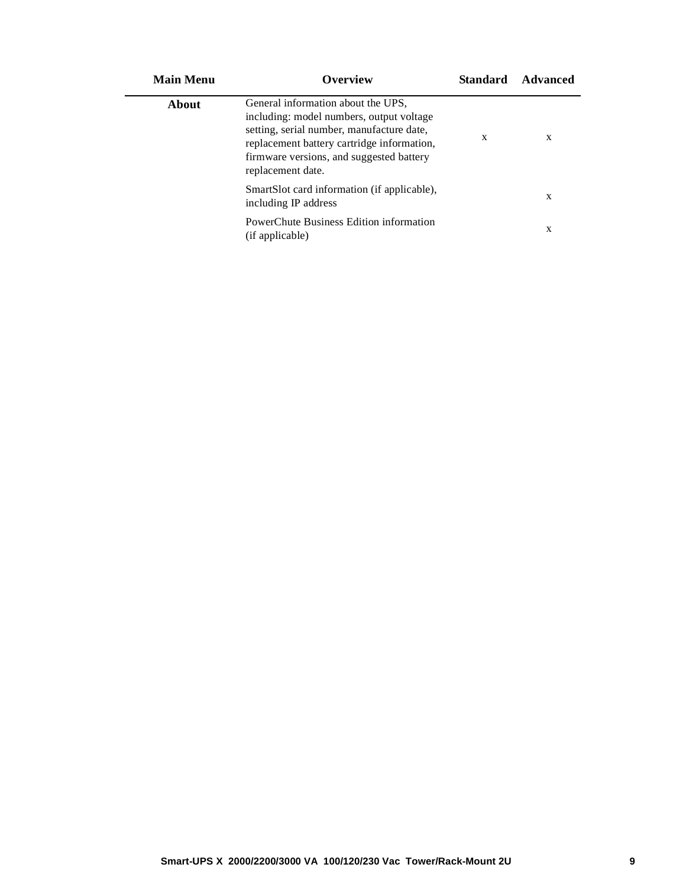| Main Menu | Overview | Standard | Advanced |
|---|---|---|---|
| **About** | General information about the UPS, including: model numbers, output voltage setting, serial number, manufacture date, replacement battery cartridge information, firmware versions, and suggested battery replacement date. | x | x |
| | SmartSlot card information (if applicable), including IP address | | x |
| | PowerChute Business Edition information (if applicable) | | x |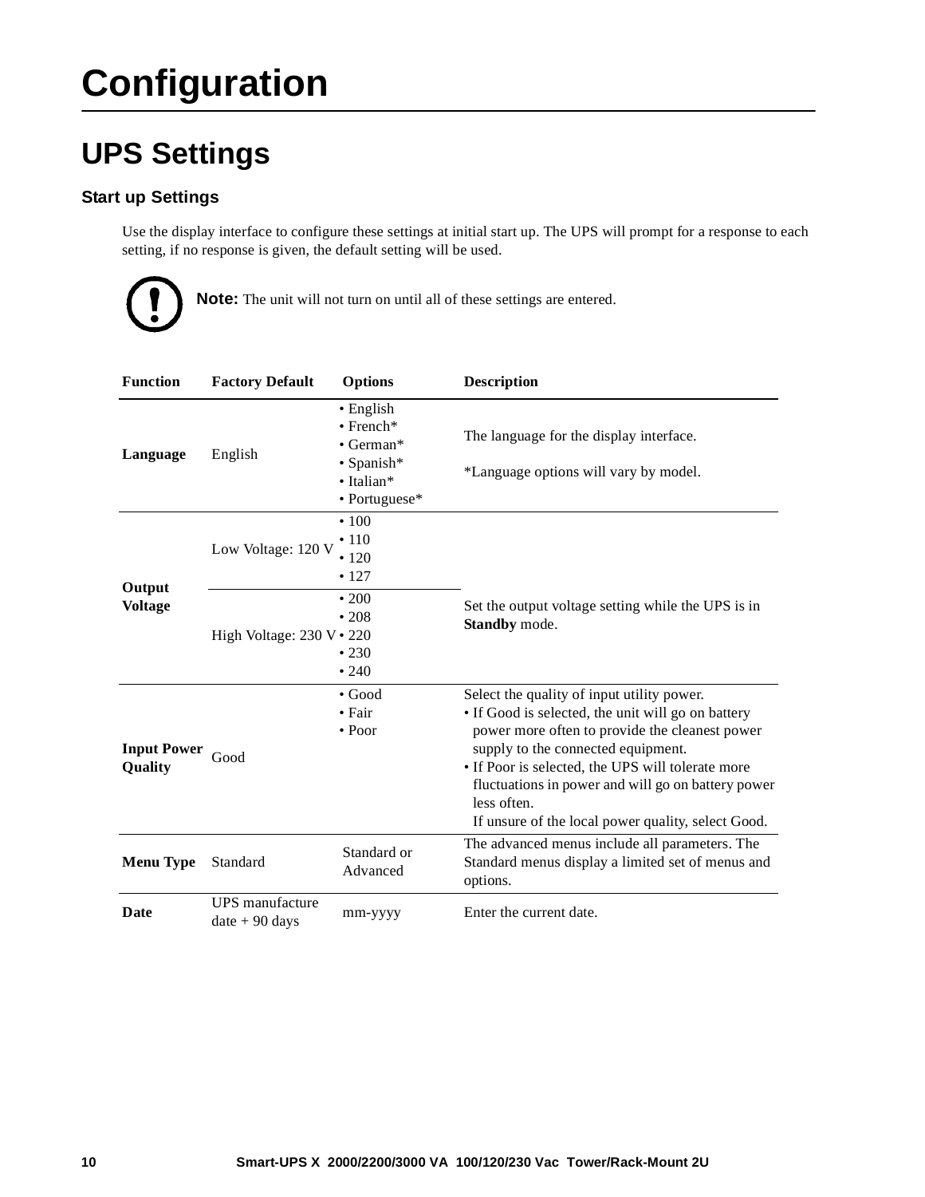# Configuration

## UPS Settings

### Start up Settings

Use the display interface to configure these settings at initial start up. The UPS will prompt for a response to each setting, if no response is given, the default setting will be used.

**Note:** The unit will not turn on until all of these settings are entered.

| Function | Factory Default | Options | Description |
| --- | --- | --- | --- |
| **Language** | English | • English<br>• French*<br>• German*<br>• Spanish*<br>• Italian*<br>• Portuguese* | The language for the display interface.<br><br>*Language options will vary by model. |
| **Output Voltage** | Low Voltage: 120 V | • 100<br>• 110<br>• 120<br>• 127 | Set the output voltage setting while the UPS is in **Standby** mode. |
| | High Voltage: 230 V | • 200<br>• 208<br>• 220<br>• 230<br>• 240 | |
| **Input Power Quality** | Good | • Good<br>• Fair<br>• Poor | Select the quality of input utility power.<br>• If Good is selected, the unit will go on battery power more often to provide the cleanest power supply to the connected equipment.<br>• If Poor is selected, the UPS will tolerate more fluctuations in power and will go on battery power less often.<br>If unsure of the local power quality, select Good. |
| **Menu Type** | Standard | Standard or Advanced | The advanced menus include all parameters. The Standard menus display a limited set of menus and options. |
| **Date** | UPS manufacture date + 90 days | mm-yyyy | Enter the current date. |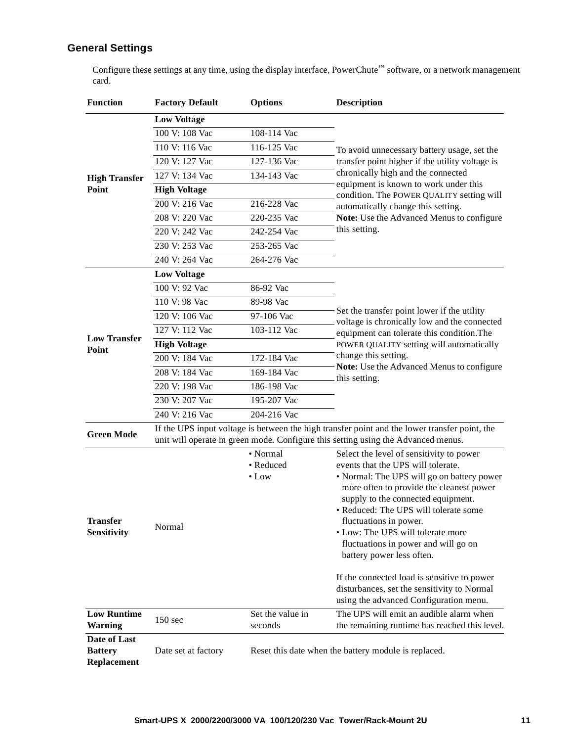## General Settings

Configure these settings at any time, using the display interface, PowerChute™ software, or a network management card.

| Function | Factory Default | Options | Description |
|---|---|---|---|
| **High Transfer Point** | **Low Voltage** | | To avoid unnecessary battery usage, set the transfer point higher if the utility voltage is chronically high and the connected equipment is known to work under this condition. The POWER QUALITY setting will automatically change this setting. **Note:** Use the Advanced Menus to configure this setting. |
| | 100 V: 108 Vac | 108-114 Vac | |
| | 110 V: 116 Vac | 116-125 Vac | |
| | 120 V: 127 Vac | 127-136 Vac | |
| | 127 V: 134 Vac | 134-143 Vac | |
| | **High Voltage** | | |
| | 200 V: 216 Vac | 216-228 Vac | |
| | 208 V: 220 Vac | 220-235 Vac | |
| | 220 V: 242 Vac | 242-254 Vac | |
| | 230 V: 253 Vac | 253-265 Vac | |
| | 240 V: 264 Vac | 264-276 Vac | |
| **Low Transfer Point** | **Low Voltage** | | Set the transfer point lower if the utility voltage is chronically low and the connected equipment can tolerate this condition.The POWER QUALITY setting will automatically change this setting. **Note:** Use the Advanced Menus to configure this setting. |
| | 100 V: 92 Vac | 86-92 Vac | |
| | 110 V: 98 Vac | 89-98 Vac | |
| | 120 V: 106 Vac | 97-106 Vac | |
| | 127 V: 112 Vac | 103-112 Vac | |
| | **High Voltage** | | |
| | 200 V: 184 Vac | 172-184 Vac | |
| | 208 V: 184 Vac | 169-184 Vac | |
| | 220 V: 198 Vac | 186-198 Vac | |
| | 230 V: 207 Vac | 195-207 Vac | |
| | 240 V: 216 Vac | 204-216 Vac | |
| **Green Mode** | If the UPS input voltage is between the high transfer point and the lower transfer point, the unit will operate in green mode. Configure this setting using the Advanced menus. | | |
| **Transfer Sensitivity** | Normal | • Normal<br>• Reduced<br>• Low | Select the level of sensitivity to power events that the UPS will tolerate.<br>• Normal: The UPS will go on battery power more often to provide the cleanest power supply to the connected equipment.<br>• Reduced: The UPS will tolerate some fluctuations in power.<br>• Low: The UPS will tolerate more fluctuations in power and will go on battery power less often.<br><br>If the connected load is sensitive to power disturbances, set the sensitivity to Normal using the advanced Configuration menu. |
| **Low Runtime Warning** | 150 sec | Set the value in seconds | The UPS will emit an audible alarm when the remaining runtime has reached this level. |
| **Date of Last Battery Replacement** | Date set at factory | Reset this date when the battery module is replaced. | |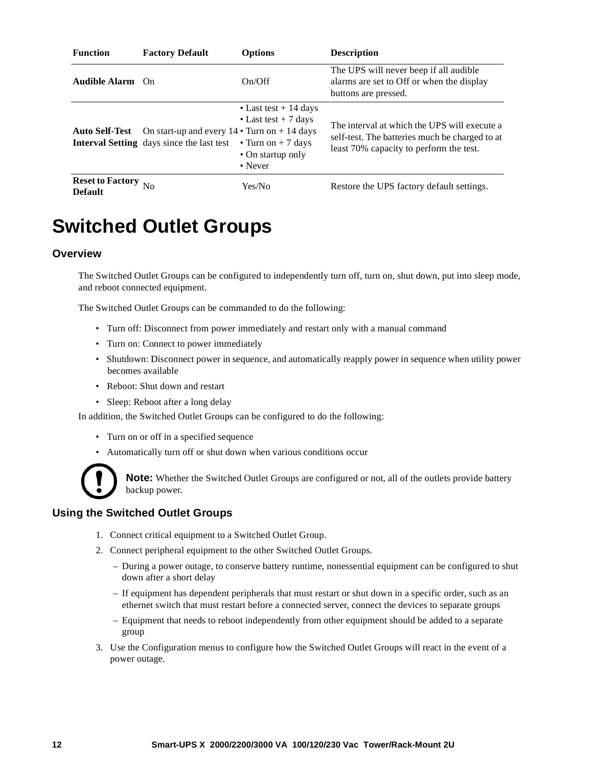| Function | Factory Default | Options | Description |
|---|---|---|---|
| **Audible Alarm** | On | On/Off | The UPS will never beep if all audible alarms are set to Off or when the display buttons are pressed. |
| **Auto Self-Test Interval Setting** | On start-up and every 14 days since the last test | • Last test + 14 days<br>• Last test + 7 days<br>• Turn on + 14 days<br>• Turn on + 7 days<br>• On startup only<br>• Never | The interval at which the UPS will execute a self-test. The batteries much be charged to at least 70% capacity to perform the test. |
| **Reset to Factory Default** | No | Yes/No | Restore the UPS factory default settings. |

# Switched Outlet Groups

## Overview

The Switched Outlet Groups can be configured to independently turn off, turn on, shut down, put into sleep mode, and reboot connected equipment.

The Switched Outlet Groups can be commanded to do the following:

- Turn off: Disconnect from power immediately and restart only with a manual command
- Turn on: Connect to power immediately
- Shutdown: Disconnect power in sequence, and automatically reapply power in sequence when utility power becomes available
- Reboot: Shut down and restart
- Sleep: Reboot after a long delay

In addition, the Switched Outlet Groups can be configured to do the following:

- Turn on or off in a specified sequence
- Automatically turn off or shut down when various conditions occur

**Note:** Whether the Switched Outlet Groups are configured or not, all of the outlets provide battery backup power.

## Using the Switched Outlet Groups

1. Connect critical equipment to a Switched Outlet Group.
2. Connect peripheral equipment to the other Switched Outlet Groups.
   - During a power outage, to conserve battery runtime, nonessential equipment can be configured to shut down after a short delay
   - If equipment has dependent peripherals that must restart or shut down in a specific order, such as an ethernet switch that must restart before a connected server, connect the devices to separate groups
   - Equipment that needs to reboot independently from other equipment should be added to a separate group
3. Use the Configuration menus to configure how the Switched Outlet Groups will react in the event of a power outage.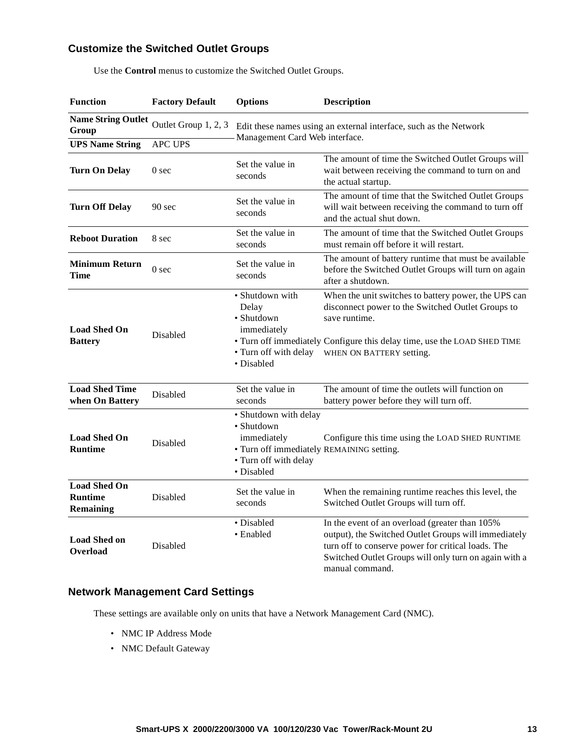## Customize the Switched Outlet Groups

Use the **Control** menus to customize the Switched Outlet Groups.

| Function | Factory Default | Options | Description |
|---|---|---|---|
| **Name String Outlet Group** | Outlet Group 1, 2, 3 | Edit these names using an external interface, such as the Network Management Card Web interface. | |
| **UPS Name String** | APC UPS | | |
| **Turn On Delay** | 0 sec | Set the value in seconds | The amount of time the Switched Outlet Groups will wait between receiving the command to turn on and the actual startup. |
| **Turn Off Delay** | 90 sec | Set the value in seconds | The amount of time that the Switched Outlet Groups will wait between receiving the command to turn off and the actual shut down. |
| **Reboot Duration** | 8 sec | Set the value in seconds | The amount of time that the Switched Outlet Groups must remain off before it will restart. |
| **Minimum Return Time** | 0 sec | Set the value in seconds | The amount of battery runtime that must be available before the Switched Outlet Groups will turn on again after a shutdown. |
| **Load Shed On Battery** | Disabled | • Shutdown with Delay<br>• Shutdown immediately<br>• Turn off immediately<br>• Turn off with delay<br>• Disabled | When the unit switches to battery power, the UPS can disconnect power to the Switched Outlet Groups to save runtime.<br><br>Configure this delay time, use the LOAD SHED TIME WHEN ON BATTERY setting. |
| **Load Shed Time when On Battery** | Disabled | Set the value in seconds | The amount of time the outlets will function on battery power before they will turn off. |
| **Load Shed On Runtime** | Disabled | • Shutdown with delay<br>• Shutdown immediately<br>• Turn off immediately<br>• Turn off with delay<br>• Disabled | Configure this time using the LOAD SHED RUNTIME REMAINING setting. |
| **Load Shed On Runtime Remaining** | Disabled | Set the value in seconds | When the remaining runtime reaches this level, the Switched Outlet Groups will turn off. |
| **Load Shed on Overload** | Disabled | • Disabled<br>• Enabled | In the event of an overload (greater than 105% output), the Switched Outlet Groups will immediately turn off to conserve power for critical loads. The Switched Outlet Groups will only turn on again with a manual command. |

## Network Management Card Settings

These settings are available only on units that have a Network Management Card (NMC).

- NMC IP Address Mode
- NMC Default Gateway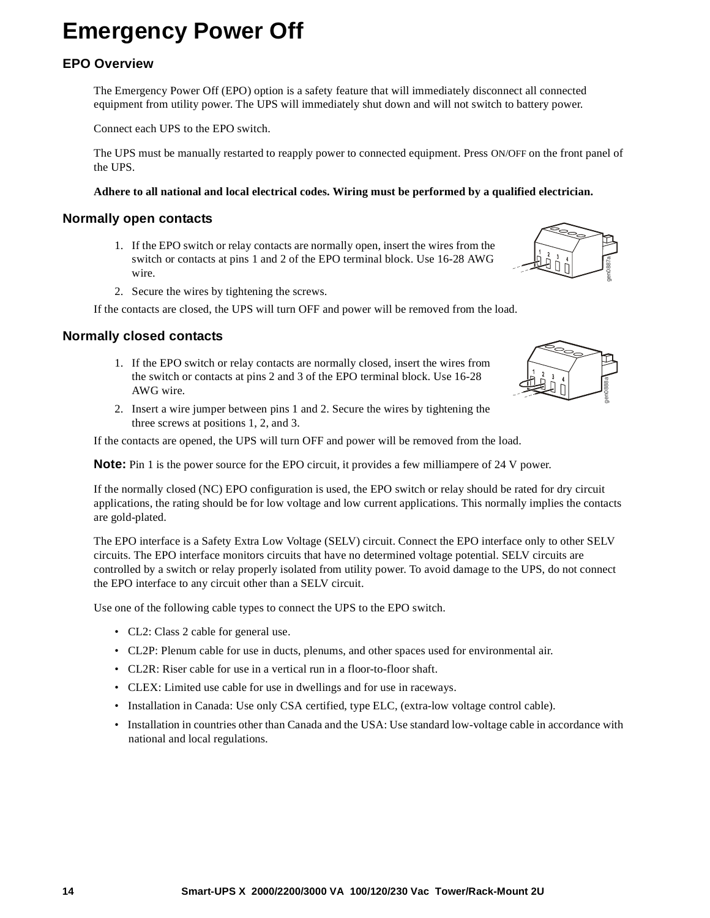# Emergency Power Off

## EPO Overview

The Emergency Power Off (EPO) option is a safety feature that will immediately disconnect all connected equipment from utility power. The UPS will immediately shut down and will not switch to battery power.

Connect each UPS to the EPO switch.

The UPS must be manually restarted to reapply power to connected equipment. Press ON/OFF on the front panel of the UPS.

**Adhere to all national and local electrical codes. Wiring must be performed by a qualified electrician.**

### Normally open contacts

1. If the EPO switch or relay contacts are normally open, insert the wires from the switch or contacts at pins 1 and 2 of the EPO terminal block. Use 16-28 AWG wire.
2. Secure the wires by tightening the screws.

If the contacts are closed, the UPS will turn OFF and power will be removed from the load.

### Normally closed contacts

1. If the EPO switch or relay contacts are normally closed, insert the wires from the switch or contacts at pins 2 and 3 of the EPO terminal block. Use 16-28 AWG wire.
2. Insert a wire jumper between pins 1 and 2. Secure the wires by tightening the three screws at positions 1, 2, and 3.

If the contacts are opened, the UPS will turn OFF and power will be removed from the load.

**Note:** Pin 1 is the power source for the EPO circuit, it provides a few milliampere of 24 V power.

If the normally closed (NC) EPO configuration is used, the EPO switch or relay should be rated for dry circuit applications, the rating should be for low voltage and low current applications. This normally implies the contacts are gold-plated.

The EPO interface is a Safety Extra Low Voltage (SELV) circuit. Connect the EPO interface only to other SELV circuits. The EPO interface monitors circuits that have no determined voltage potential. SELV circuits are controlled by a switch or relay properly isolated from utility power. To avoid damage to the UPS, do not connect the EPO interface to any circuit other than a SELV circuit.

Use one of the following cable types to connect the UPS to the EPO switch.

- CL2: Class 2 cable for general use.
- CL2P: Plenum cable for use in ducts, plenums, and other spaces used for environmental air.
- CL2R: Riser cable for use in a vertical run in a floor-to-floor shaft.
- CLEX: Limited use cable for use in dwellings and for use in raceways.
- Installation in Canada: Use only CSA certified, type ELC, (extra-low voltage control cable).
- Installation in countries other than Canada and the USA: Use standard low-voltage cable in accordance with national and local regulations.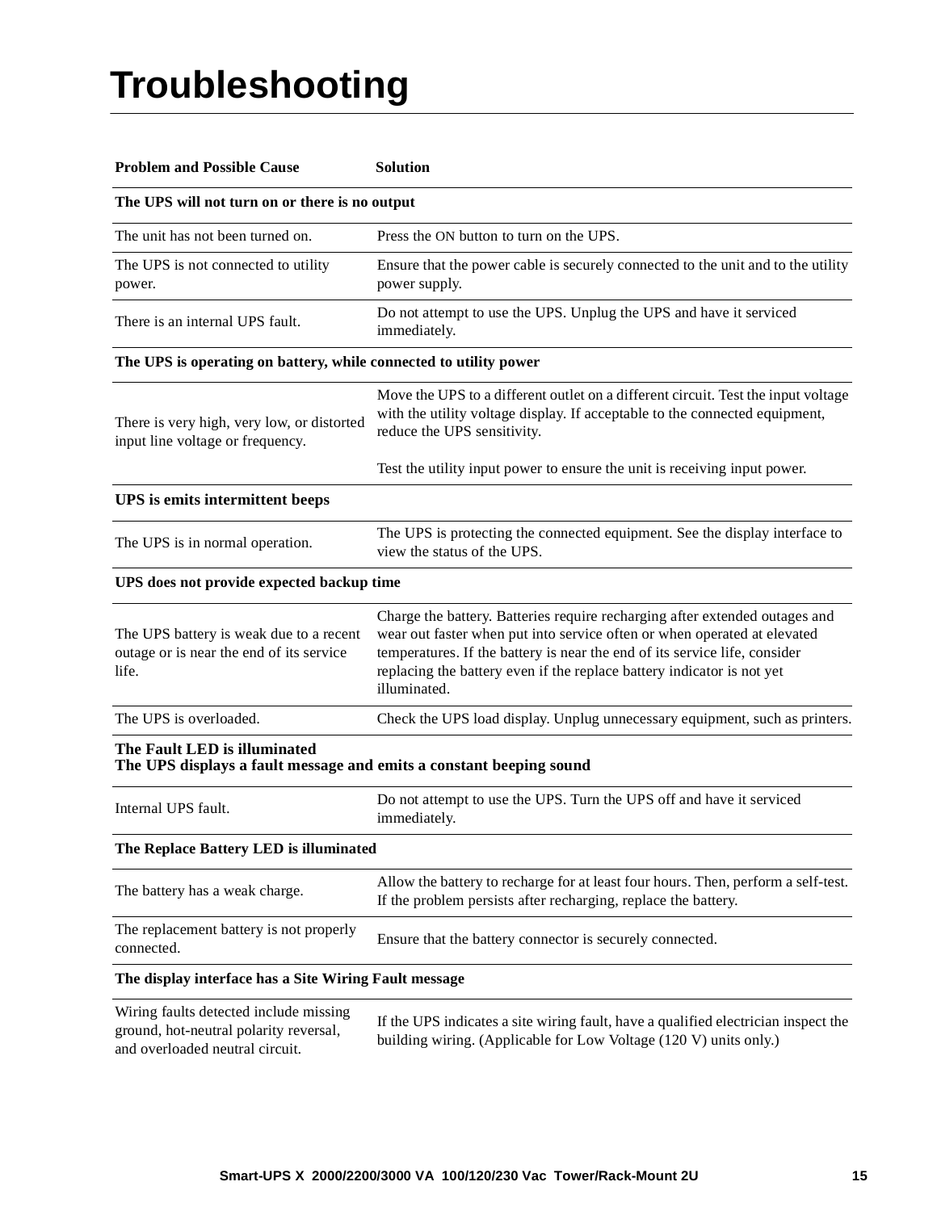# Troubleshooting

| Problem and Possible Cause | Solution |
|---|---|
| **The UPS will not turn on or there is no output** | |
| The unit has not been turned on. | Press the ON button to turn on the UPS. |
| The UPS is not connected to utility power. | Ensure that the power cable is securely connected to the unit and to the utility power supply. |
| There is an internal UPS fault. | Do not attempt to use the UPS. Unplug the UPS and have it serviced immediately. |
| **The UPS is operating on battery, while connected to utility power** | |
| There is very high, very low, or distorted input line voltage or frequency. | Move the UPS to a different outlet on a different circuit. Test the input voltage with the utility voltage display. If acceptable to the connected equipment, reduce the UPS sensitivity.<br><br>Test the utility input power to ensure the unit is receiving input power. |
| **UPS is emits intermittent beeps** | |
| The UPS is in normal operation. | The UPS is protecting the connected equipment. See the display interface to view the status of the UPS. |
| **UPS does not provide expected backup time** | |
| The UPS battery is weak due to a recent outage or is near the end of its service life. | Charge the battery. Batteries require recharging after extended outages and wear out faster when put into service often or when operated at elevated temperatures. If the battery is near the end of its service life, consider replacing the battery even if the replace battery indicator is not yet illuminated. |
| The UPS is overloaded. | Check the UPS load display. Unplug unnecessary equipment, such as printers. |
| **The Fault LED is illuminated**<br>**The UPS displays a fault message and emits a constant beeping sound** | |
| Internal UPS fault. | Do not attempt to use the UPS. Turn the UPS off and have it serviced immediately. |
| **The Replace Battery LED is illuminated** | |
| The battery has a weak charge. | Allow the battery to recharge for at least four hours. Then, perform a self-test. If the problem persists after recharging, replace the battery. |
| The replacement battery is not properly connected. | Ensure that the battery connector is securely connected. |
| **The display interface has a Site Wiring Fault message** | |
| Wiring faults detected include missing ground, hot-neutral polarity reversal, and overloaded neutral circuit. | If the UPS indicates a site wiring fault, have a qualified electrician inspect the building wiring. (Applicable for Low Voltage (120 V) units only.) |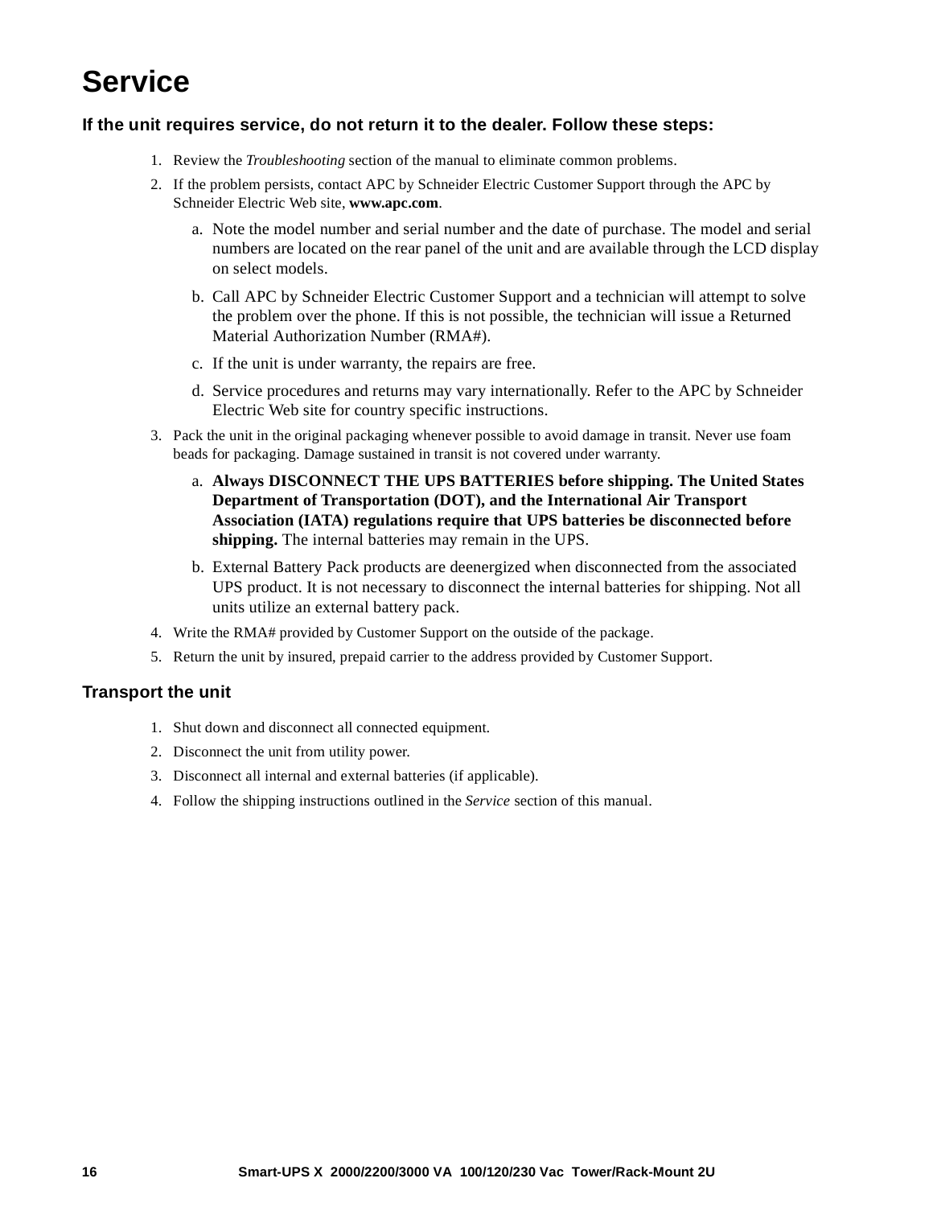# Service

## If the unit requires service, do not return it to the dealer. Follow these steps:

1. Review the *Troubleshooting* section of the manual to eliminate common problems.
2. If the problem persists, contact APC by Schneider Electric Customer Support through the APC by Schneider Electric Web site, **www.apc.com**.
   a. Note the model number and serial number and the date of purchase. The model and serial numbers are located on the rear panel of the unit and are available through the LCD display on select models.
   b. Call APC by Schneider Electric Customer Support and a technician will attempt to solve the problem over the phone. If this is not possible, the technician will issue a Returned Material Authorization Number (RMA#).
   c. If the unit is under warranty, the repairs are free.
   d. Service procedures and returns may vary internationally. Refer to the APC by Schneider Electric Web site for country specific instructions.
3. Pack the unit in the original packaging whenever possible to avoid damage in transit. Never use foam beads for packaging. Damage sustained in transit is not covered under warranty.
   a. **Always DISCONNECT THE UPS BATTERIES before shipping. The United States Department of Transportation (DOT), and the International Air Transport Association (IATA) regulations require that UPS batteries be disconnected before shipping.** The internal batteries may remain in the UPS.
   b. External Battery Pack products are deenergized when disconnected from the associated UPS product. It is not necessary to disconnect the internal batteries for shipping. Not all units utilize an external battery pack.
4. Write the RMA# provided by Customer Support on the outside of the package.
5. Return the unit by insured, prepaid carrier to the address provided by Customer Support.

## Transport the unit

1. Shut down and disconnect all connected equipment.
2. Disconnect the unit from utility power.
3. Disconnect all internal and external batteries (if applicable).
4. Follow the shipping instructions outlined in the *Service* section of this manual.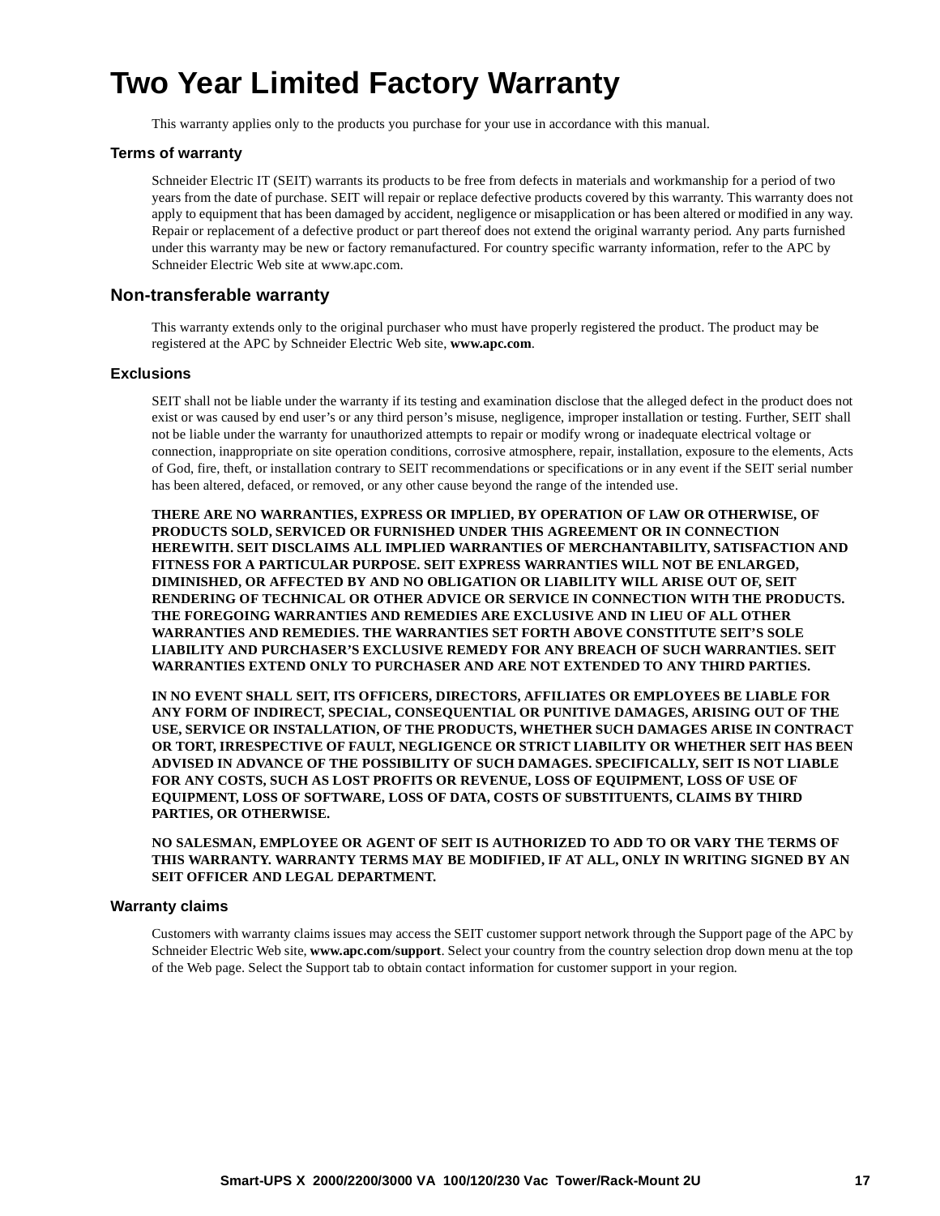# Two Year Limited Factory Warranty

This warranty applies only to the products you purchase for your use in accordance with this manual.

### Terms of warranty

Schneider Electric IT (SEIT) warrants its products to be free from defects in materials and workmanship for a period of two years from the date of purchase. SEIT will repair or replace defective products covered by this warranty. This warranty does not apply to equipment that has been damaged by accident, negligence or misapplication or has been altered or modified in any way. Repair or replacement of a defective product or part thereof does not extend the original warranty period. Any parts furnished under this warranty may be new or factory remanufactured. For country specific warranty information, refer to the APC by Schneider Electric Web site at www.apc.com.

## Non-transferable warranty

This warranty extends only to the original purchaser who must have properly registered the product. The product may be registered at the APC by Schneider Electric Web site, **www.apc.com**.

### Exclusions

SEIT shall not be liable under the warranty if its testing and examination disclose that the alleged defect in the product does not exist or was caused by end user's or any third person's misuse, negligence, improper installation or testing. Further, SEIT shall not be liable under the warranty for unauthorized attempts to repair or modify wrong or inadequate electrical voltage or connection, inappropriate on site operation conditions, corrosive atmosphere, repair, installation, exposure to the elements, Acts of God, fire, theft, or installation contrary to SEIT recommendations or specifications or in any event if the SEIT serial number has been altered, defaced, or removed, or any other cause beyond the range of the intended use.

**THERE ARE NO WARRANTIES, EXPRESS OR IMPLIED, BY OPERATION OF LAW OR OTHERWISE, OF PRODUCTS SOLD, SERVICED OR FURNISHED UNDER THIS AGREEMENT OR IN CONNECTION HEREWITH. SEIT DISCLAIMS ALL IMPLIED WARRANTIES OF MERCHANTABILITY, SATISFACTION AND FITNESS FOR A PARTICULAR PURPOSE. SEIT EXPRESS WARRANTIES WILL NOT BE ENLARGED, DIMINISHED, OR AFFECTED BY AND NO OBLIGATION OR LIABILITY WILL ARISE OUT OF, SEIT RENDERING OF TECHNICAL OR OTHER ADVICE OR SERVICE IN CONNECTION WITH THE PRODUCTS. THE FOREGOING WARRANTIES AND REMEDIES ARE EXCLUSIVE AND IN LIEU OF ALL OTHER WARRANTIES AND REMEDIES. THE WARRANTIES SET FORTH ABOVE CONSTITUTE SEIT'S SOLE LIABILITY AND PURCHASER'S EXCLUSIVE REMEDY FOR ANY BREACH OF SUCH WARRANTIES. SEIT WARRANTIES EXTEND ONLY TO PURCHASER AND ARE NOT EXTENDED TO ANY THIRD PARTIES.**

**IN NO EVENT SHALL SEIT, ITS OFFICERS, DIRECTORS, AFFILIATES OR EMPLOYEES BE LIABLE FOR ANY FORM OF INDIRECT, SPECIAL, CONSEQUENTIAL OR PUNITIVE DAMAGES, ARISING OUT OF THE USE, SERVICE OR INSTALLATION, OF THE PRODUCTS, WHETHER SUCH DAMAGES ARISE IN CONTRACT OR TORT, IRRESPECTIVE OF FAULT, NEGLIGENCE OR STRICT LIABILITY OR WHETHER SEIT HAS BEEN ADVISED IN ADVANCE OF THE POSSIBILITY OF SUCH DAMAGES. SPECIFICALLY, SEIT IS NOT LIABLE FOR ANY COSTS, SUCH AS LOST PROFITS OR REVENUE, LOSS OF EQUIPMENT, LOSS OF USE OF EQUIPMENT, LOSS OF SOFTWARE, LOSS OF DATA, COSTS OF SUBSTITUENTS, CLAIMS BY THIRD PARTIES, OR OTHERWISE.**

**NO SALESMAN, EMPLOYEE OR AGENT OF SEIT IS AUTHORIZED TO ADD TO OR VARY THE TERMS OF THIS WARRANTY. WARRANTY TERMS MAY BE MODIFIED, IF AT ALL, ONLY IN WRITING SIGNED BY AN SEIT OFFICER AND LEGAL DEPARTMENT.**

### Warranty claims

Customers with warranty claims issues may access the SEIT customer support network through the Support page of the APC by Schneider Electric Web site, **www.apc.com/support**. Select your country from the country selection drop down menu at the top of the Web page. Select the Support tab to obtain contact information for customer support in your region.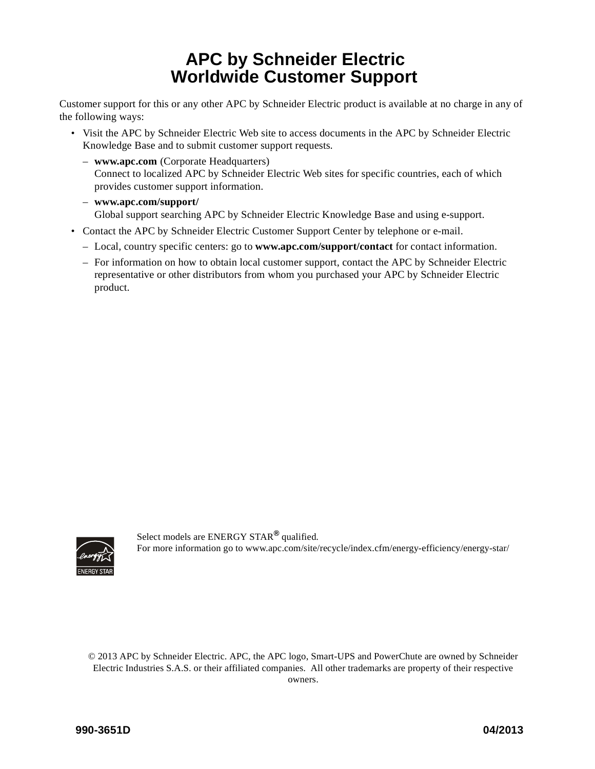# APC by Schneider Electric
# Worldwide Customer Support

Customer support for this or any other APC by Schneider Electric product is available at no charge in any of the following ways:

- Visit the APC by Schneider Electric Web site to access documents in the APC by Schneider Electric Knowledge Base and to submit customer support requests.
  - **www.apc.com** (Corporate Headquarters)
    Connect to localized APC by Schneider Electric Web sites for specific countries, each of which provides customer support information.
  - **www.apc.com/support/**
    Global support searching APC by Schneider Electric Knowledge Base and using e-support.
- Contact the APC by Schneider Electric Customer Support Center by telephone or e-mail.
  - Local, country specific centers: go to **www.apc.com/support/contact** for contact information.
  - For information on how to obtain local customer support, contact the APC by Schneider Electric representative or other distributors from whom you purchased your APC by Schneider Electric product.

Select models are ENERGY STAR® qualified.
For more information go to www.apc.com/site/recycle/index.cfm/energy-efficiency/energy-star/

© 2013 APC by Schneider Electric. APC, the APC logo, Smart-UPS and PowerChute are owned by Schneider Electric Industries S.A.S. or their affiliated companies. All other trademarks are property of their respective owners.

990-3651D 04/2013